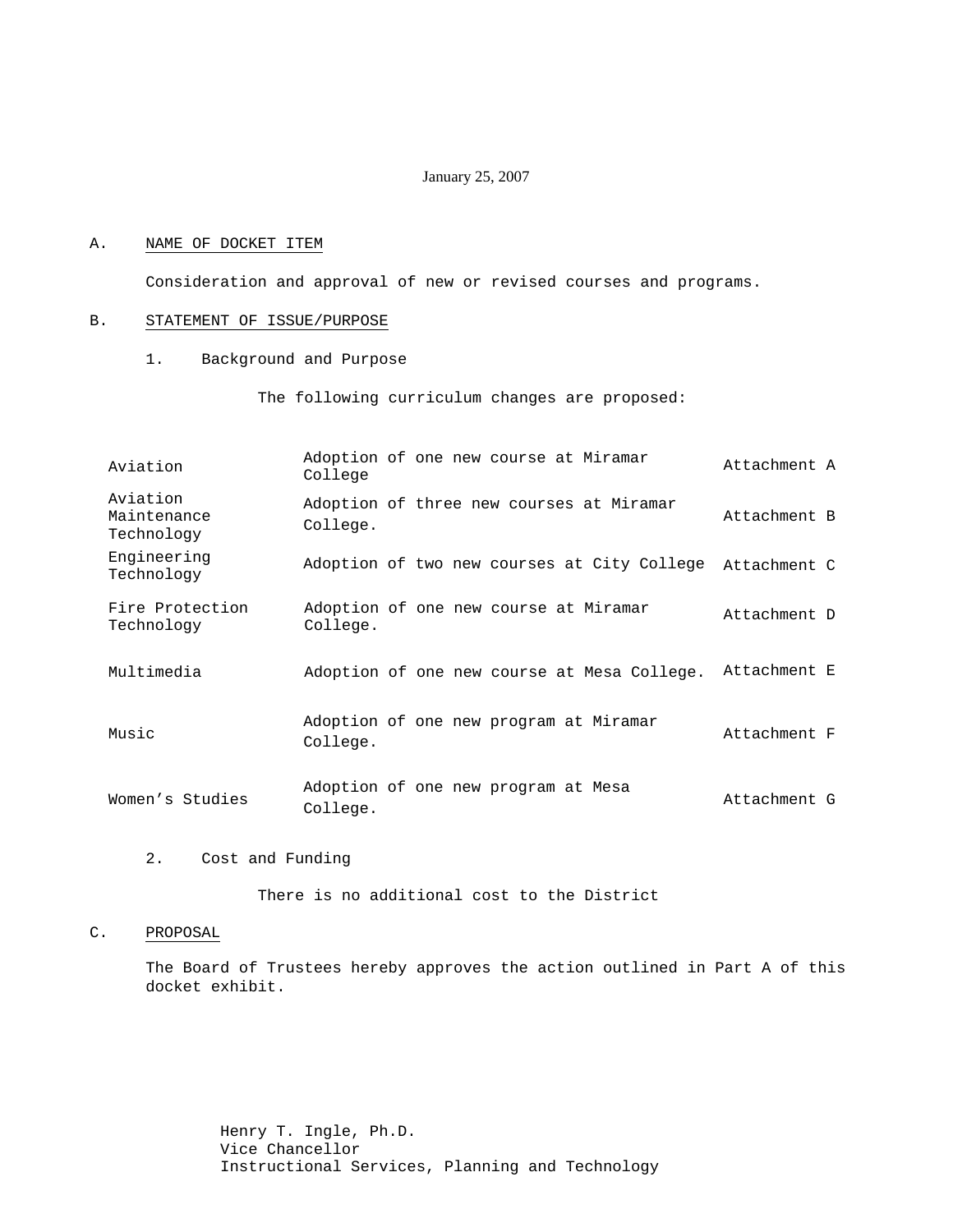January 25, 2007

A. NAME OF DOCKET ITEM

Consideration and approval of new or revised courses and programs.

B. STATEMENT OF ISSUE/PURPOSE

1. Background and Purpose

The following curriculum changes are proposed:

| | | |
|---|---|---|
| Aviation | Adoption of one new course at Miramar College | Attachment A |
| Aviation Maintenance Technology | Adoption of three new courses at Miramar College. | Attachment B |
| Engineering Technology | Adoption of two new courses at City College | Attachment C |
| Fire Protection Technology | Adoption of one new course at Miramar College. | Attachment D |
| Multimedia | Adoption of one new course at Mesa College. | Attachment E |
| Music | Adoption of one new program at Miramar College. | Attachment F |
| Women's Studies | Adoption of one new program at Mesa College. | Attachment G |

2. Cost and Funding

There is no additional cost to the District

C. PROPOSAL

The Board of Trustees hereby approves the action outlined in Part A of this docket exhibit.

Henry T. Ingle, Ph.D.
Vice Chancellor
Instructional Services, Planning and Technology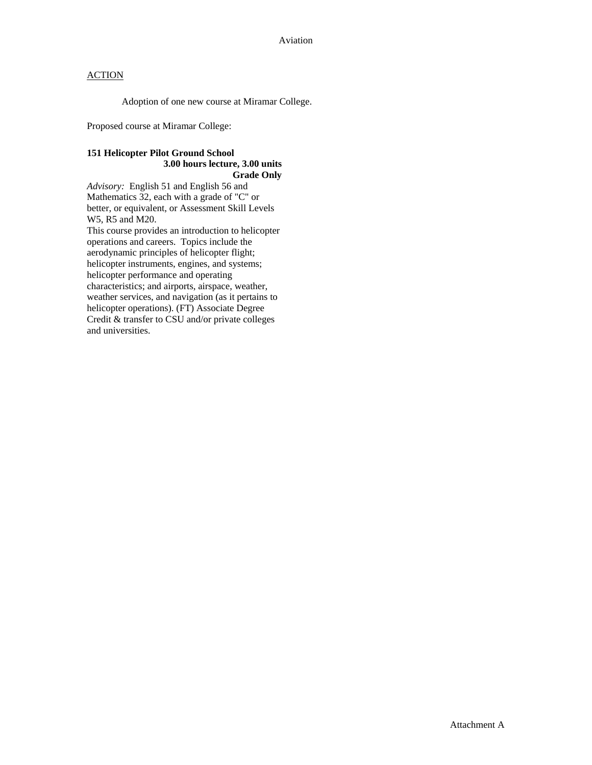Aviation

ACTION

Adoption of one new course at Miramar College.

Proposed course at Miramar College:

**151 Helicopter Pilot Ground School**
**3.00 hours lecture, 3.00 units**
**Grade Only**

*Advisory:* English 51 and English 56 and Mathematics 32, each with a grade of "C" or better, or equivalent, or Assessment Skill Levels W5, R5 and M20.

This course provides an introduction to helicopter operations and careers. Topics include the aerodynamic principles of helicopter flight; helicopter instruments, engines, and systems; helicopter performance and operating characteristics; and airports, airspace, weather, weather services, and navigation (as it pertains to helicopter operations). (FT) Associate Degree Credit & transfer to CSU and/or private colleges and universities.

Attachment A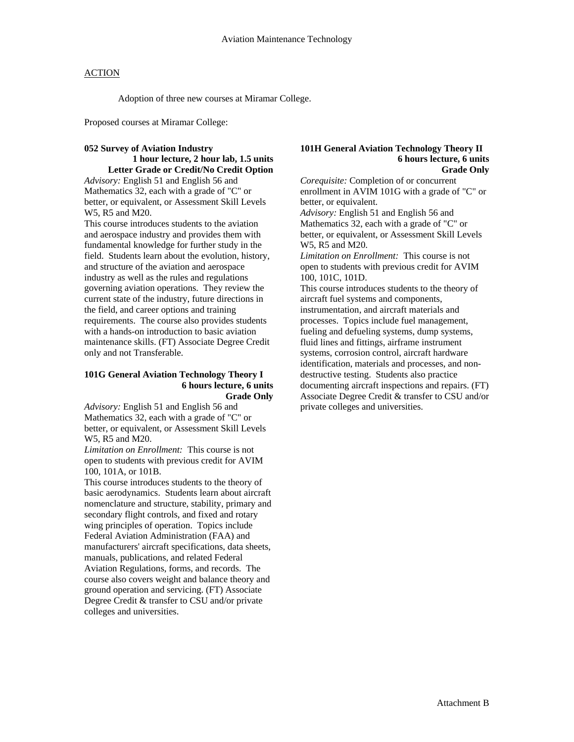# Aviation Maintenance Technology

ACTION

Adoption of three new courses at Miramar College.

Proposed courses at Miramar College:

**052 Survey of Aviation Industry**
**1 hour lecture, 2 hour lab, 1.5 units**
**Letter Grade or Credit/No Credit Option**

*Advisory:* English 51 and English 56 and Mathematics 32, each with a grade of "C" or better, or equivalent, or Assessment Skill Levels W5, R5 and M20.

This course introduces students to the aviation and aerospace industry and provides them with fundamental knowledge for further study in the field. Students learn about the evolution, history, and structure of the aviation and aerospace industry as well as the rules and regulations governing aviation operations. They review the current state of the industry, future directions in the field, and career options and training requirements. The course also provides students with a hands-on introduction to basic aviation maintenance skills. (FT) Associate Degree Credit only and not Transferable.

**101G General Aviation Technology Theory I**
**6 hours lecture, 6 units**
**Grade Only**

*Advisory:* English 51 and English 56 and Mathematics 32, each with a grade of "C" or better, or equivalent, or Assessment Skill Levels W5, R5 and M20.

*Limitation on Enrollment:* This course is not open to students with previous credit for AVIM 100, 101A, or 101B.

This course introduces students to the theory of basic aerodynamics. Students learn about aircraft nomenclature and structure, stability, primary and secondary flight controls, and fixed and rotary wing principles of operation. Topics include Federal Aviation Administration (FAA) and manufacturers' aircraft specifications, data sheets, manuals, publications, and related Federal Aviation Regulations, forms, and records. The course also covers weight and balance theory and ground operation and servicing. (FT) Associate Degree Credit & transfer to CSU and/or private colleges and universities.

**101H General Aviation Technology Theory II**
**6 hours lecture, 6 units**
**Grade Only**

*Corequisite:* Completion of or concurrent enrollment in AVIM 101G with a grade of "C" or better, or equivalent.

*Advisory:* English 51 and English 56 and Mathematics 32, each with a grade of "C" or better, or equivalent, or Assessment Skill Levels W5, R5 and M20.

*Limitation on Enrollment:* This course is not open to students with previous credit for AVIM 100, 101C, 101D.

This course introduces students to the theory of aircraft fuel systems and components, instrumentation, and aircraft materials and processes. Topics include fuel management, fueling and defueling systems, dump systems, fluid lines and fittings, airframe instrument systems, corrosion control, aircraft hardware identification, materials and processes, and non-destructive testing. Students also practice documenting aircraft inspections and repairs. (FT) Associate Degree Credit & transfer to CSU and/or private colleges and universities.

Attachment B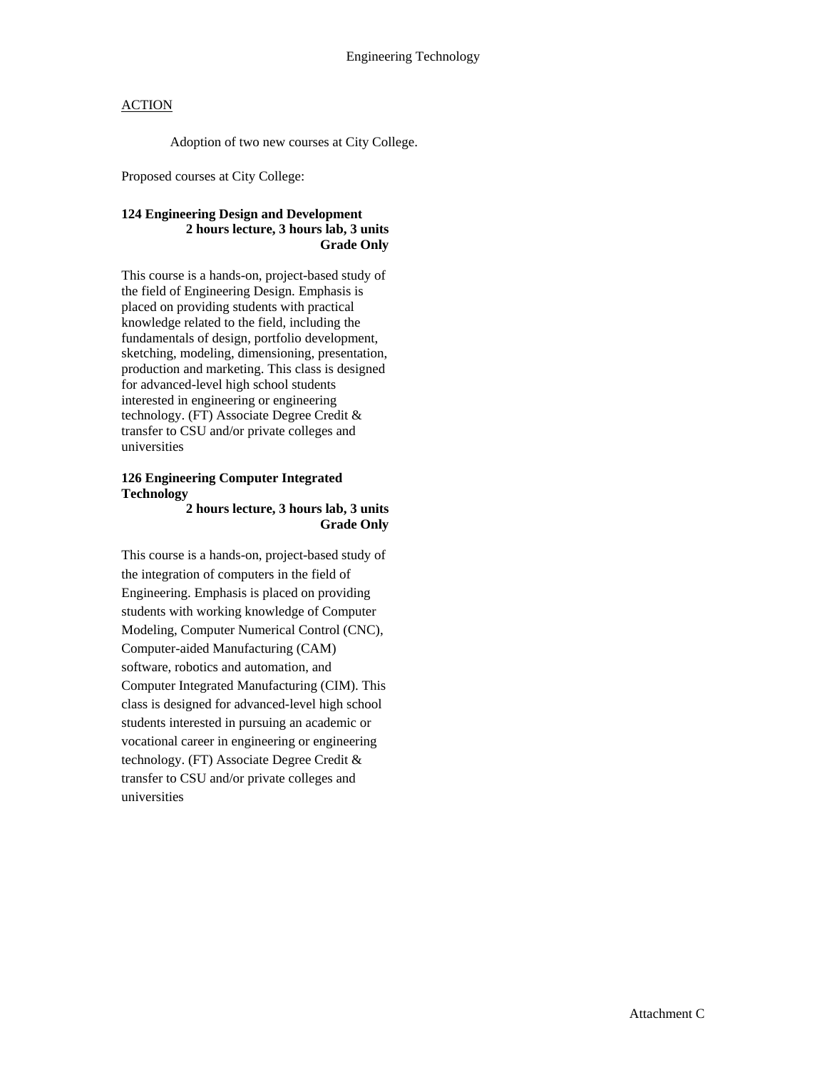# Engineering Technology

ACTION

Adoption of two new courses at City College.

Proposed courses at City College:

**124 Engineering Design and Development**
**2 hours lecture, 3 hours lab, 3 units**
**Grade Only**

This course is a hands-on, project-based study of the field of Engineering Design. Emphasis is placed on providing students with practical knowledge related to the field, including the fundamentals of design, portfolio development, sketching, modeling, dimensioning, presentation, production and marketing. This class is designed for advanced-level high school students interested in engineering or engineering technology. (FT) Associate Degree Credit & transfer to CSU and/or private colleges and universities

**126 Engineering Computer Integrated Technology**
**2 hours lecture, 3 hours lab, 3 units**
**Grade Only**

This course is a hands-on, project-based study of the integration of computers in the field of Engineering. Emphasis is placed on providing students with working knowledge of Computer Modeling, Computer Numerical Control (CNC), Computer-aided Manufacturing (CAM) software, robotics and automation, and Computer Integrated Manufacturing (CIM). This class is designed for advanced-level high school students interested in pursuing an academic or vocational career in engineering or engineering technology. (FT) Associate Degree Credit & transfer to CSU and/or private colleges and universities

Attachment C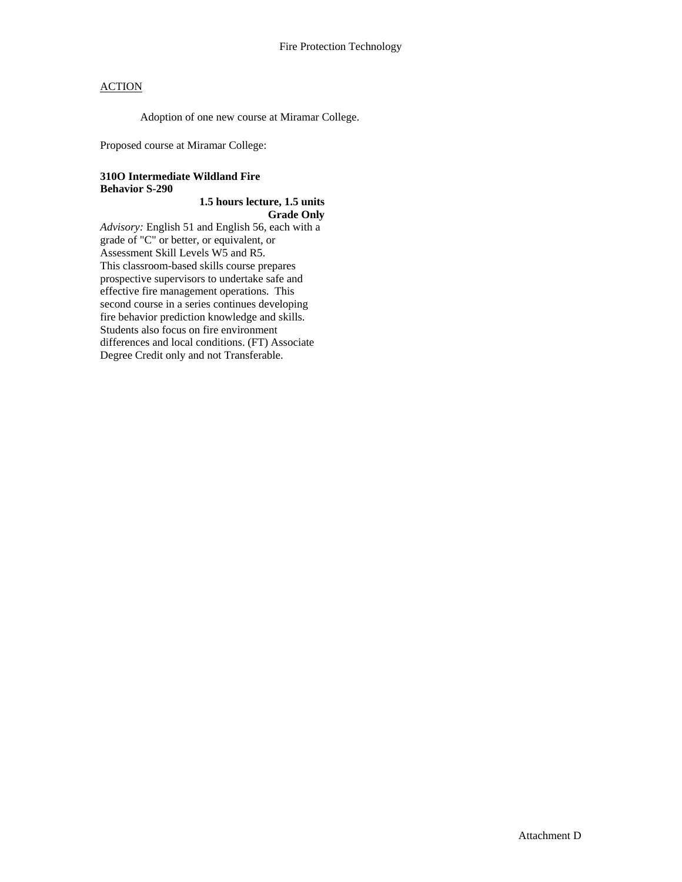Fire Protection Technology

ACTION

Adoption of one new course at Miramar College.

Proposed course at Miramar College:

**310O Intermediate Wildland Fire Behavior S-290**

**1.5 hours lecture, 1.5 units**
**Grade Only**

*Advisory:* English 51 and English 56, each with a grade of "C" or better, or equivalent, or Assessment Skill Levels W5 and R5.
This classroom-based skills course prepares prospective supervisors to undertake safe and effective fire management operations. This second course in a series continues developing fire behavior prediction knowledge and skills. Students also focus on fire environment differences and local conditions. (FT) Associate Degree Credit only and not Transferable.

Attachment D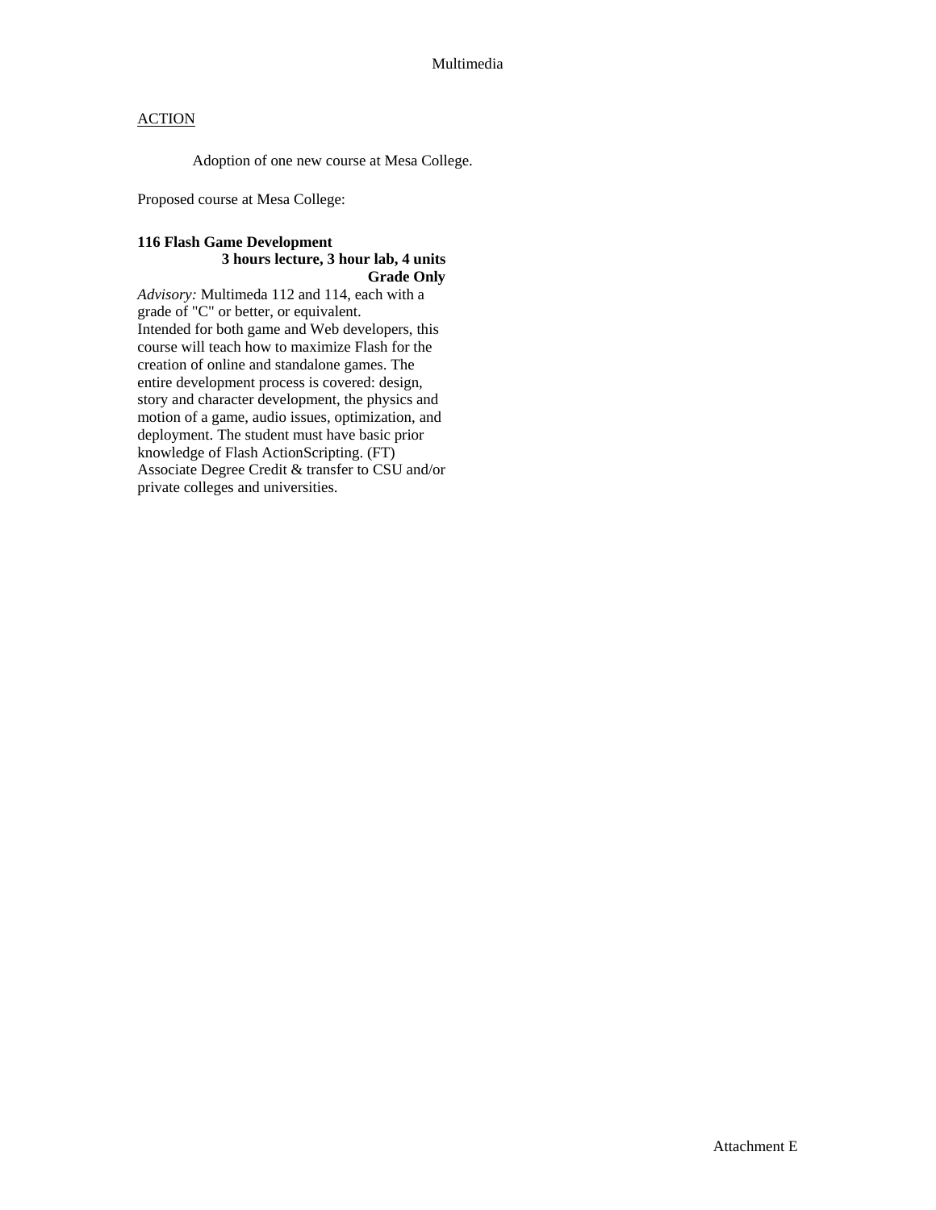Multimedia

ACTION

Adoption of one new course at Mesa College.

Proposed course at Mesa College:

**116 Flash Game Development**
**3 hours lecture, 3 hour lab, 4 units**
**Grade Only**

*Advisory:* Multimeda 112 and 114, each with a grade of "C" or better, or equivalent.
Intended for both game and Web developers, this course will teach how to maximize Flash for the creation of online and standalone games. The entire development process is covered: design, story and character development, the physics and motion of a game, audio issues, optimization, and deployment. The student must have basic prior knowledge of Flash ActionScripting. (FT)
Associate Degree Credit & transfer to CSU and/or private colleges and universities.

Attachment E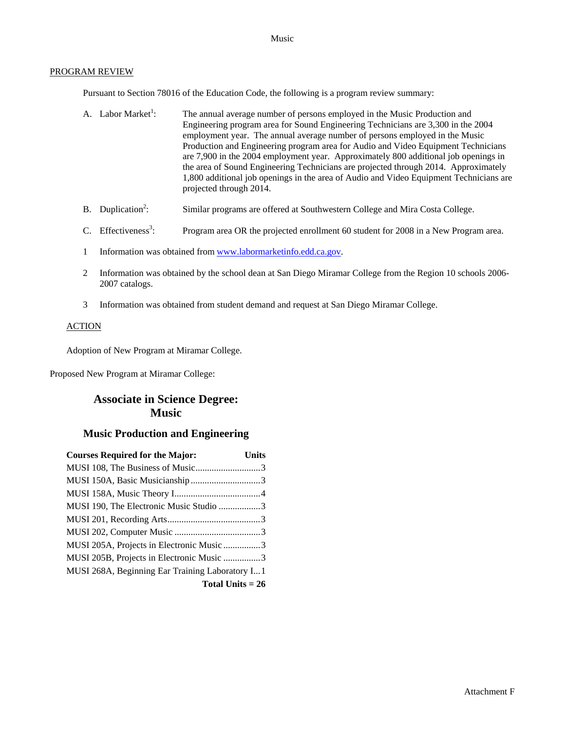Music

## PROGRAM REVIEW

Pursuant to Section 78016 of the Education Code, the following is a program review summary:

A. Labor Market[1]: The annual average number of persons employed in the Music Production and Engineering program area for Sound Engineering Technicians are 3,300 in the 2004 employment year. The annual average number of persons employed in the Music Production and Engineering program area for Audio and Video Equipment Technicians are 7,900 in the 2004 employment year. Approximately 800 additional job openings in the area of Sound Engineering Technicians are projected through 2014. Approximately 1,800 additional job openings in the area of Audio and Video Equipment Technicians are projected through 2014.

B. Duplication[2]: Similar programs are offered at Southwestern College and Mira Costa College.

C. Effectiveness[3]: Program area OR the projected enrollment 60 student for 2008 in a New Program area.

1 Information was obtained from www.labormarketinfo.edd.ca.gov.

2 Information was obtained by the school dean at San Diego Miramar College from the Region 10 schools 2006-2007 catalogs.

3 Information was obtained from student demand and request at San Diego Miramar College.

## ACTION

Adoption of New Program at Miramar College.

Proposed New Program at Miramar College:

## Associate in Science Degree: Music

### Music Production and Engineering

| Courses Required for the Major: | Units |
|---|---|
| MUSI 108, The Business of Music | 3 |
| MUSI 150A, Basic Musicianship | 3 |
| MUSI 158A, Music Theory I | 4 |
| MUSI 190, The Electronic Music Studio | 3 |
| MUSI 201, Recording Arts | 3 |
| MUSI 202, Computer Music | 3 |
| MUSI 205A, Projects in Electronic Music | 3 |
| MUSI 205B, Projects in Electronic Music | 3 |
| MUSI 268A, Beginning Ear Training Laboratory I | 1 |
| **Total Units = 26** | |

Attachment F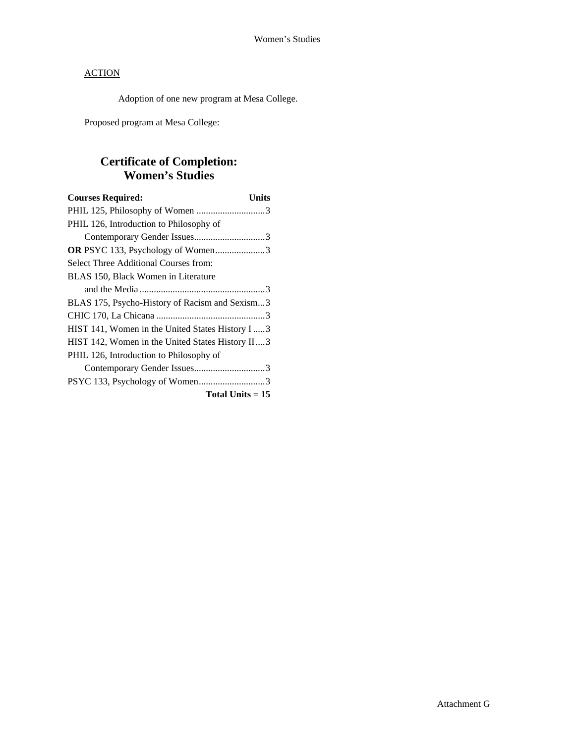Women's Studies

ACTION

Adoption of one new program at Mesa College.

Proposed program at Mesa College:

## Certificate of Completion: Women's Studies

| **Courses Required:** | **Units** |
|---|---|
| PHIL 125, Philosophy of Women | 3 |
| PHIL 126, Introduction to Philosophy of Contemporary Gender Issues | 3 |
| **OR** PSYC 133, Psychology of Women | 3 |
| Select Three Additional Courses from: | |
| BLAS 150, Black Women in Literature and the Media | 3 |
| BLAS 175, Psycho-History of Racism and Sexism | 3 |
| CHIC 170, La Chicana | 3 |
| HIST 141, Women in the United States History I | 3 |
| HIST 142, Women in the United States History II | 3 |
| PHIL 126, Introduction to Philosophy of Contemporary Gender Issues | 3 |
| PSYC 133, Psychology of Women | 3 |
| | **Total Units = 15** |

Attachment G